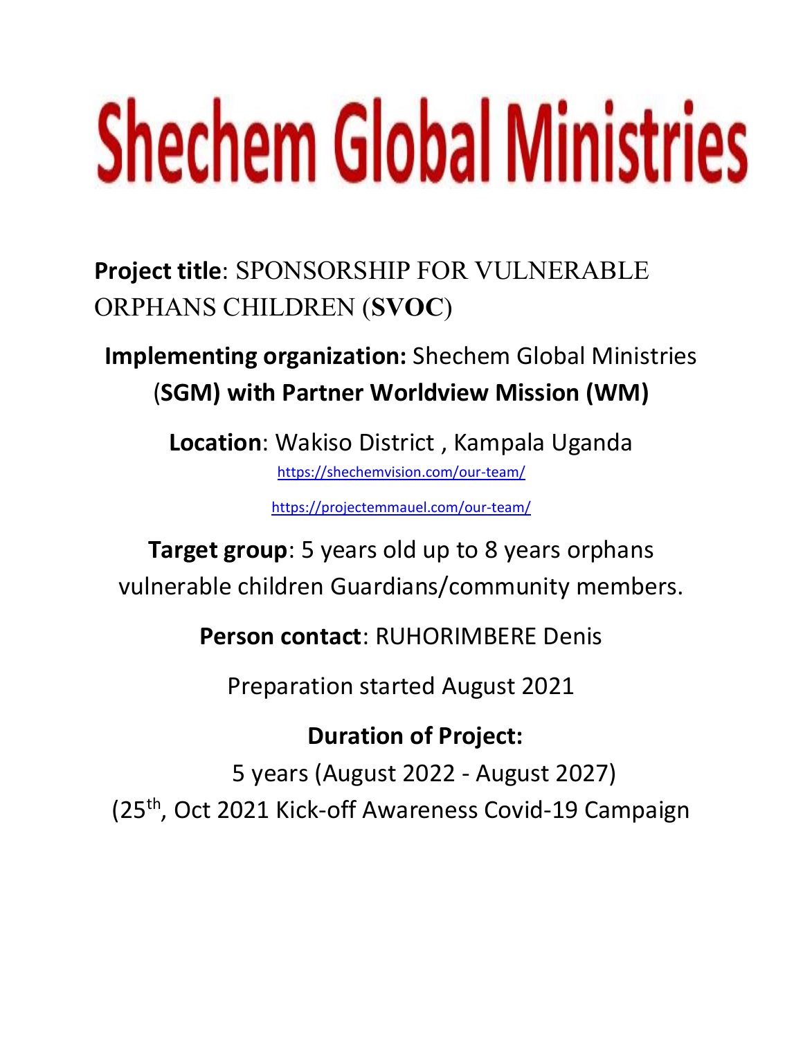# Shechem Global Ministries

**Project title**: SPONSORSHIP FOR VULNERABLE ORPHANS CHILDREN (**SVOC**)

**Implementing organization:** Shechem Global Ministries (**SGM) with Partner Worldview Mission (WM)**

**Location**: Wakiso District , Kampala Uganda

https://shechemvision.com/our-team/

https://projectemmauel.com/our-team/

**Target group**: 5 years old up to 8 years orphans vulnerable children Guardians/community members.

**Person contact**: RUHORIMBERE Denis

Preparation started August 2021

**Duration of Project:**

5 years (August 2022 - August 2027)

(25th, Oct 2021 Kick-off Awareness Covid-19 Campaign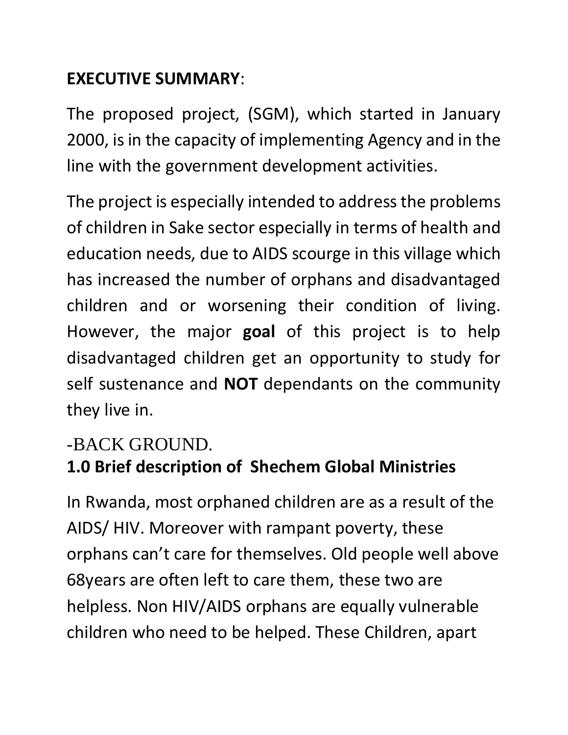## **EXECUTIVE SUMMARY**:

The proposed project, (SGM), which started in January 2000, is in the capacity of implementing Agency and in the line with the government development activities.

The project is especially intended to address the problems of children in Sake sector especially in terms of health and education needs, due to AIDS scourge in this village which has increased the number of orphans and disadvantaged children and or worsening their condition of living. However, the major **goal** of this project is to help disadvantaged children get an opportunity to study for self sustenance and **NOT** dependants on the community they live in.

-BACK GROUND.

### **1.0 Brief description of Shechem Global Ministries**

In Rwanda, most orphaned children are as a result of the AIDS/ HIV. Moreover with rampant poverty, these orphans can't care for themselves. Old people well above 68years are often left to care them, these two are helpless. Non HIV/AIDS orphans are equally vulnerable children who need to be helped. These Children, apart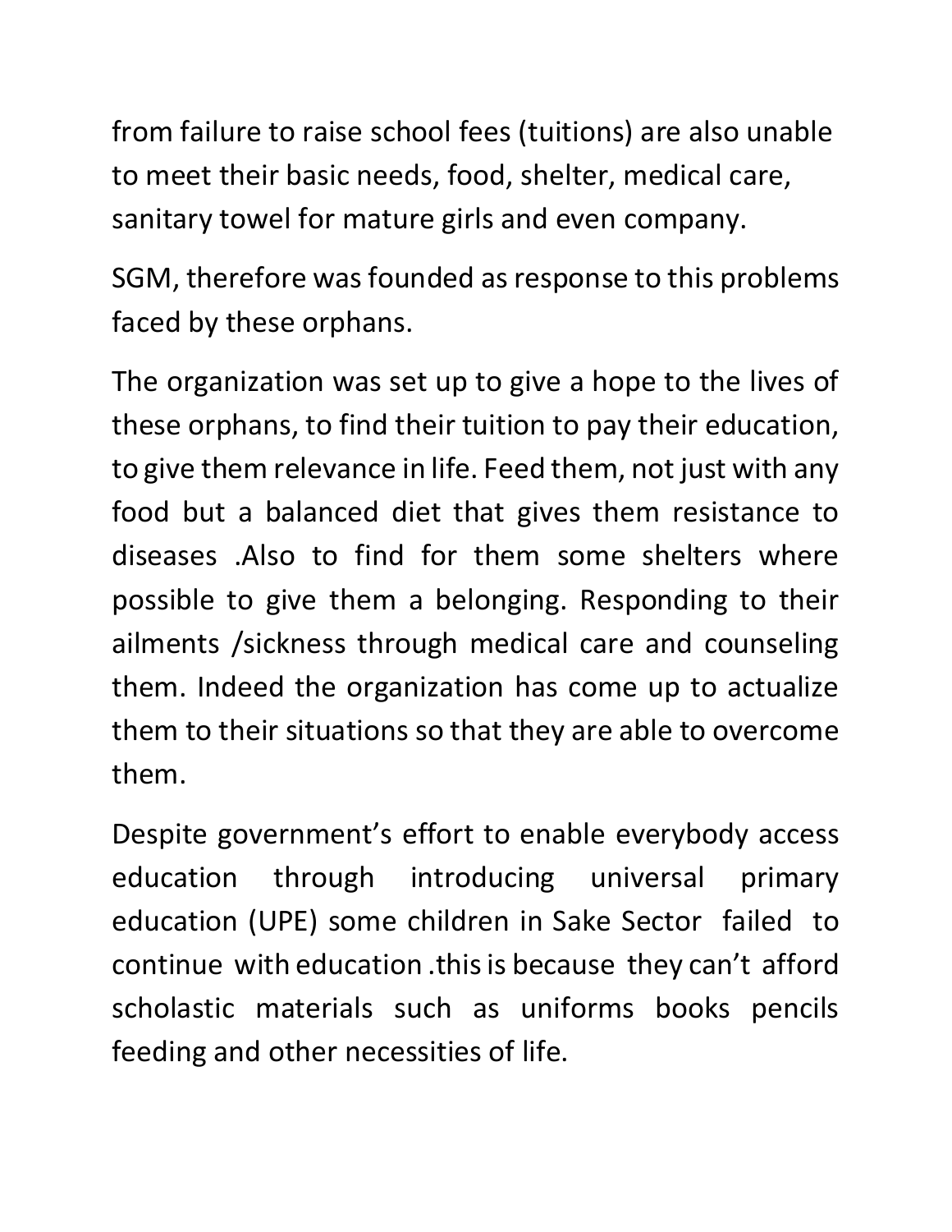from failure to raise school fees (tuitions) are also unable to meet their basic needs, food, shelter, medical care, sanitary towel for mature girls and even company.

SGM, therefore was founded as response to this problems faced by these orphans.

The organization was set up to give a hope to the lives of these orphans, to find their tuition to pay their education, to give them relevance in life. Feed them, not just with any food but a balanced diet that gives them resistance to diseases .Also to find for them some shelters where possible to give them a belonging. Responding to their ailments /sickness through medical care and counseling them. Indeed the organization has come up to actualize them to their situations so that they are able to overcome them.

Despite government's effort to enable everybody access education through introducing universal primary education (UPE) some children in Sake Sector failed to continue with education .this is because they can't afford scholastic materials such as uniforms books pencils feeding and other necessities of life.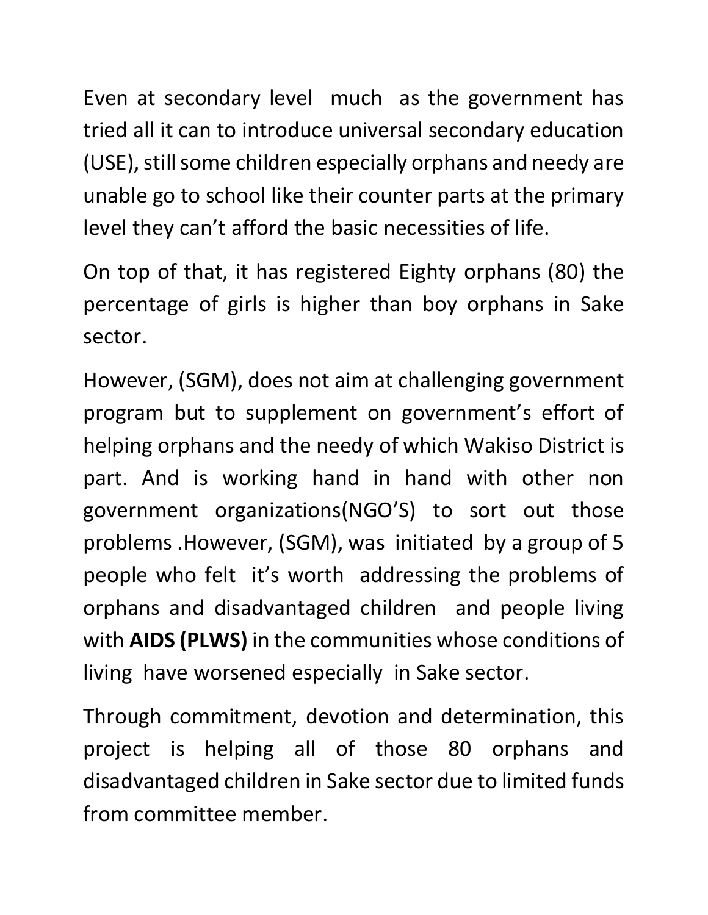Even at secondary level much as the government has tried all it can to introduce universal secondary education (USE), still some children especially orphans and needy are unable go to school like their counter parts at the primary level they can't afford the basic necessities of life.

On top of that, it has registered Eighty orphans (80) the percentage of girls is higher than boy orphans in Sake sector.

However, (SGM), does not aim at challenging government program but to supplement on government's effort of helping orphans and the needy of which Wakiso District is part. And is working hand in hand with other non government organizations(NGO'S) to sort out those problems .However, (SGM), was initiated by a group of 5 people who felt it's worth addressing the problems of orphans and disadvantaged children and people living with **AIDS (PLWS)** in the communities whose conditions of living have worsened especially in Sake sector.

Through commitment, devotion and determination, this project is helping all of those 80 orphans and disadvantaged children in Sake sector due to limited funds from committee member.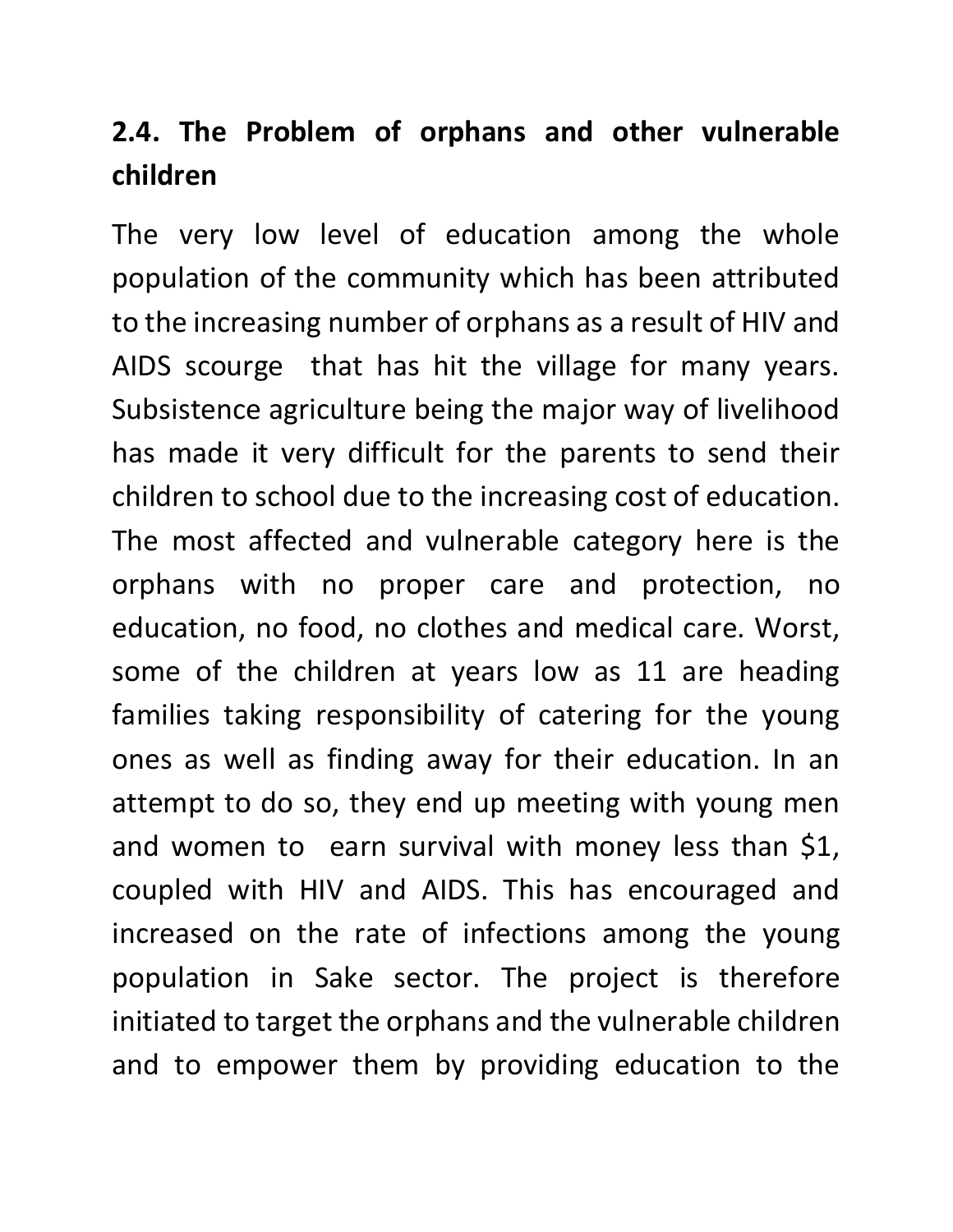## 2.4. The Problem of orphans and other vulnerable children

The very low level of education among the whole population of the community which has been attributed to the increasing number of orphans as a result of HIV and AIDS scourge that has hit the village for many years. Subsistence agriculture being the major way of livelihood has made it very difficult for the parents to send their children to school due to the increasing cost of education. The most affected and vulnerable category here is the orphans with no proper care and protection, no education, no food, no clothes and medical care. Worst, some of the children at years low as 11 are heading families taking responsibility of catering for the young ones as well as finding away for their education. In an attempt to do so, they end up meeting with young men and women to earn survival with money less than $1, coupled with HIV and AIDS. This has encouraged and increased on the rate of infections among the young population in Sake sector. The project is therefore initiated to target the orphans and the vulnerable children and to empower them by providing education to the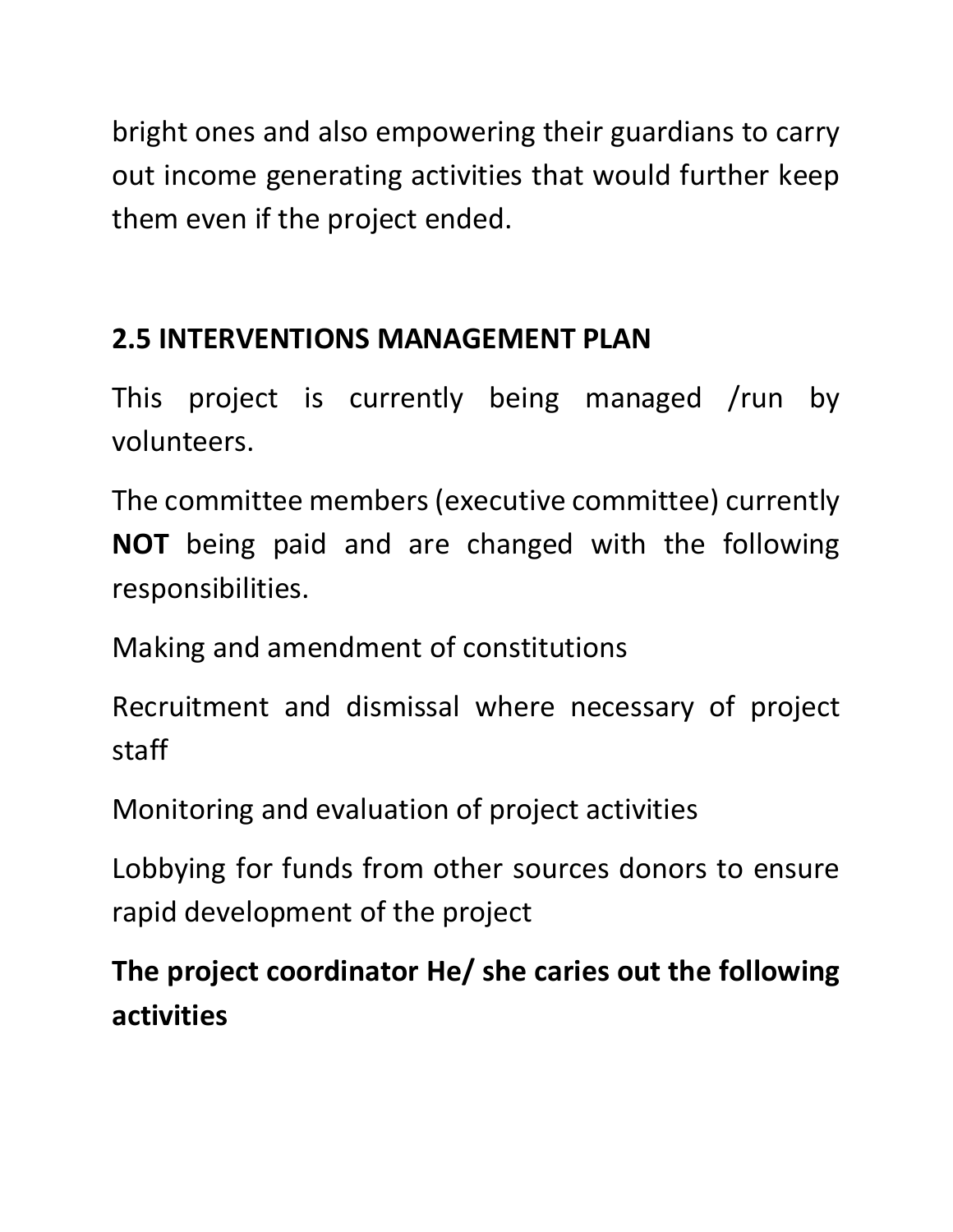bright ones and also empowering their guardians to carry out income generating activities that would further keep them even if the project ended.

## 2.5 INTERVENTIONS MANAGEMENT PLAN

This project is currently being managed /run by volunteers.

The committee members (executive committee) currently **NOT** being paid and are changed with the following responsibilities.

Making and amendment of constitutions

Recruitment and dismissal where necessary of project staff

Monitoring and evaluation of project activities

Lobbying for funds from other sources donors to ensure rapid development of the project

**The project coordinator He/ she caries out the following activities**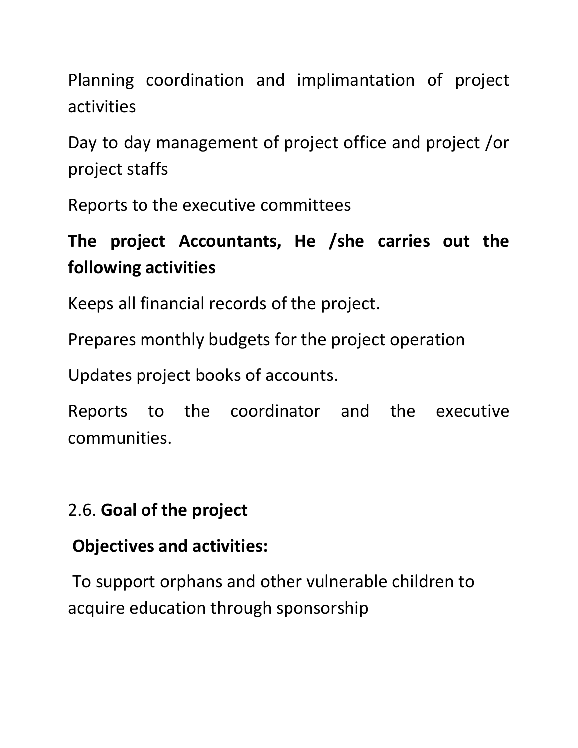Planning coordination and implimantation of project activities

Day to day management of project office and project /or project staffs

Reports to the executive committees

**The project Accountants, He /she carries out the following activities**

Keeps all financial records of the project.

Prepares monthly budgets for the project operation

Updates project books of accounts.

Reports to the coordinator and the executive communities.

## 2.6. **Goal of the project**

**Objectives and activities:**

To support orphans and other vulnerable children to acquire education through sponsorship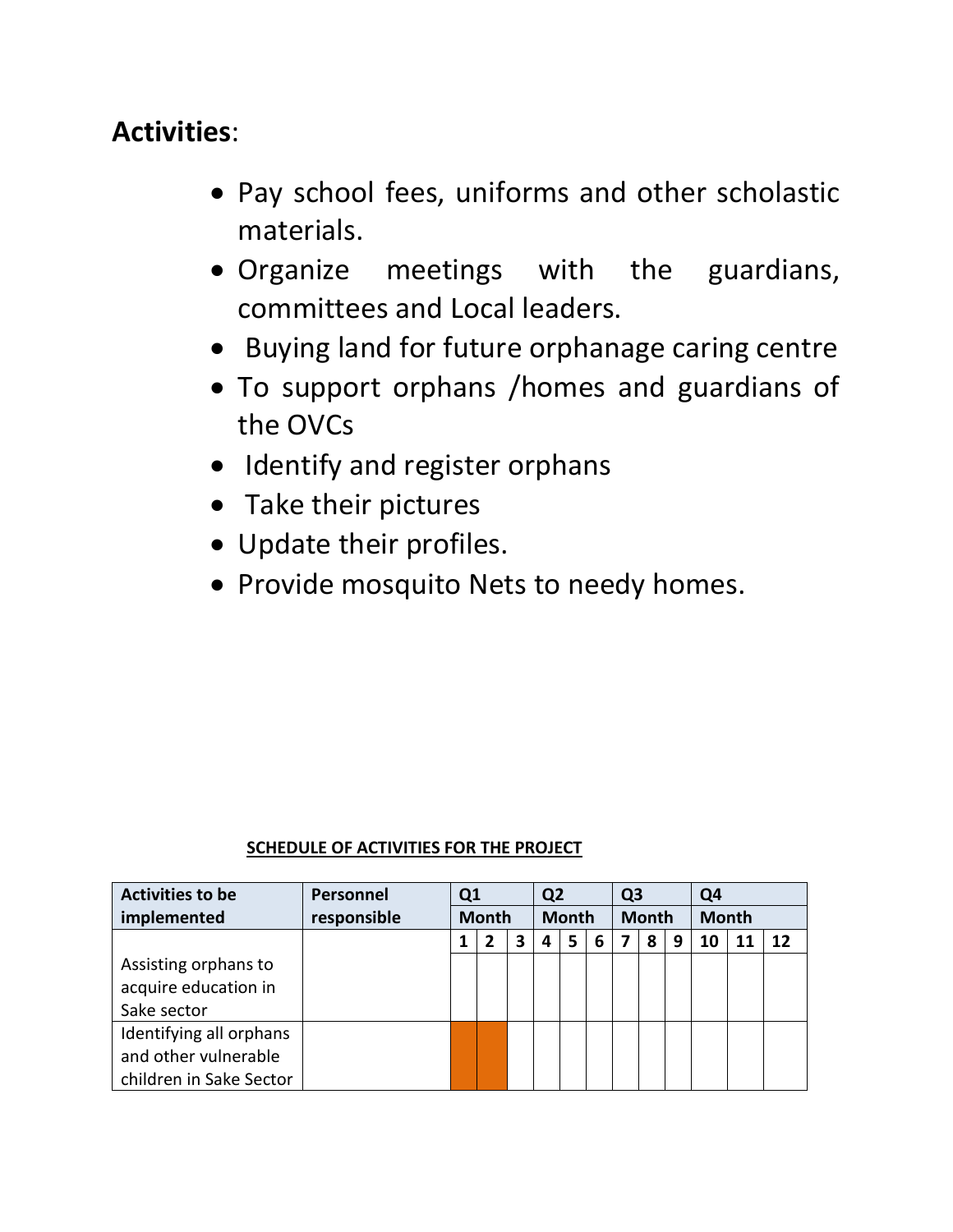## **Activities**:

- Pay school fees, uniforms and other scholastic materials.
- Organize meetings with the guardians, committees and Local leaders.
- Buying land for future orphanage caring centre
- To support orphans /homes and guardians of the OVCs
- Identify and register orphans
- Take their pictures
- Update their profiles.
- Provide mosquito Nets to needy homes.

**SCHEDULE OF ACTIVITIES FOR THE PROJECT**

| Activities to be implemented | Personnel responsible | Q1 | | | Q2 | | | Q3 | | | Q4 | | |
|---|---|---|---|---|---|---|---|---|---|---|---|---|---|
| | | Month | | | Month | | | Month | | | Month | | |
| | | 1 | 2 | 3 | 4 | 5 | 6 | 7 | 8 | 9 | 10 | 11 | 12 |
| Assisting orphans to acquire education in Sake sector | | | | | | | | | | | | | |
| Identifying all orphans and other vulnerable children in Sake Sector | | | | | | | | | | | | | |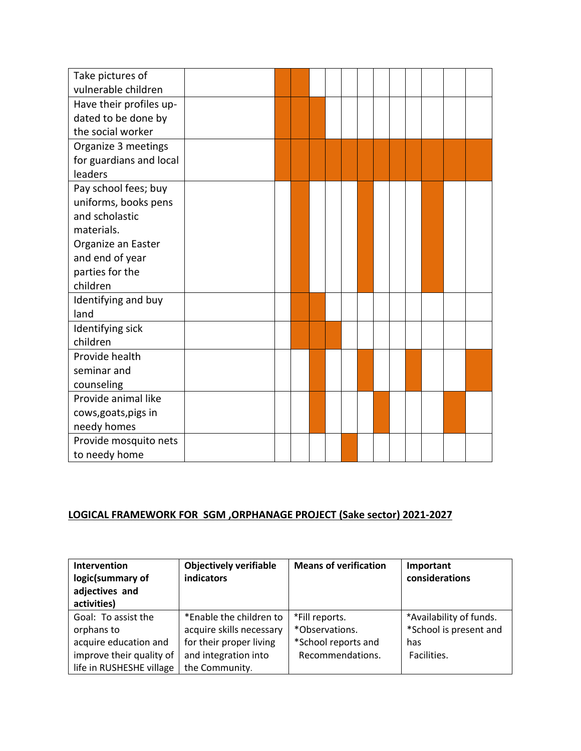| | | | | | | | | | | | | | |
|---|---|---|---|---|---|---|---|---|---|---|---|---|---|
| Take pictures of vulnerable children | | X | X | | | | | | | | | | |
| Have their profiles up-dated to be done by the social worker | | X | X | X | | | | | | | | | |
| Organize 3 meetings for guardians and local leaders | | X | X | X | X | X | X | X | X | X | X | X | X |
| Pay school fees; buy uniforms, books pens and scholastic materials. Organize an Easter and end of year parties for the children | | | X | | | | X | | | | X | | |
| Identifying and buy land | | | X | X | | | | | | | | | |
| Identifying sick children | | | X | X | X | | | | | | | | |
| Provide health seminar and counseling | | | | X | | | X | | | X | | | X |
| Provide animal like cows,goats,pigs in needy homes | | | | X | | | | X | | | | X | |
| Provide mosquito nets to needy home | | | | | | X | | | | | | | |

**LOGICAL FRAMEWORK FOR SGM ,ORPHANAGE PROJECT (Sake sector) 2021-2027**

| Intervention logic(summary of adjectives and activities) | Objectively verifiable indicators | Means of verification | Important considerations |
|---|---|---|---|
| Goal: To assist the orphans to acquire education and improve their quality of life in RUSHESHE village | *Enable the children to acquire skills necessary for their proper living and integration into the Community. | *Fill reports.<br>*Observations.<br>*School reports and Recommendations. | *Availability of funds.<br>*School is present and has Facilities. |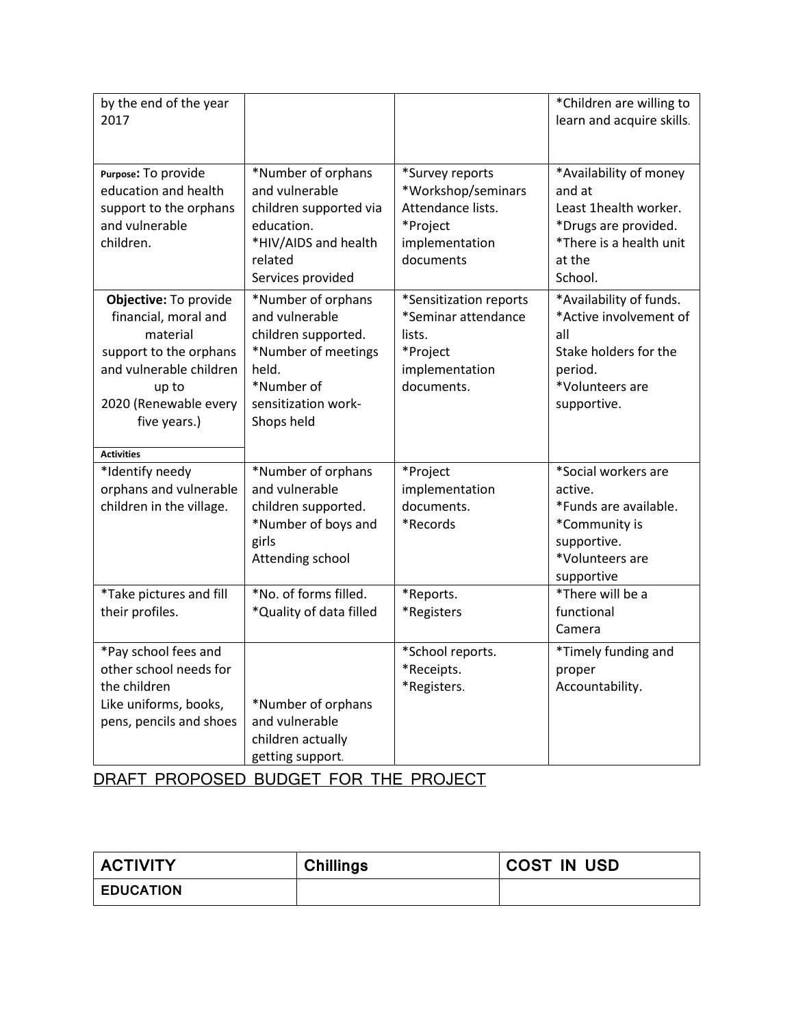| | | | |
|---|---|---|---|
| by the end of the year 2017 | | | *Children are willing to learn and acquire skills. |
| **Purpose:** To provide education and health support to the orphans and vulnerable children. | *Number of orphans and vulnerable children supported via education.<br>*HIV/AIDS and health related Services provided | *Survey reports<br>*Workshop/seminars Attendance lists.<br>*Project implementation documents | *Availability of money and at Least 1health worker.<br>*Drugs are provided.<br>*There is a health unit at the School. |
| **Objective:** To provide financial, moral and material support to the orphans and vulnerable children up to 2020 (Renewable every five years.) | *Number of orphans and vulnerable children supported.<br>*Number of meetings held.<br>*Number of sensitization work-Shops held | *Sensitization reports<br>*Seminar attendance lists.<br>*Project implementation documents. | *Availability of funds.<br>*Active involvement of all Stake holders for the period.<br>*Volunteers are supportive. |
| **Activities** | | | |
| *Identify needy orphans and vulnerable children in the village. | *Number of orphans and vulnerable children supported.<br>*Number of boys and girls Attending school | *Project implementation documents.<br>*Records | *Social workers are active.<br>*Funds are available.<br>*Community is supportive.<br>*Volunteers are supportive |
| *Take pictures and fill their profiles. | *No. of forms filled.<br>*Quality of data filled | *Reports.<br>*Registers | *There will be a functional Camera |
| *Pay school fees and other school needs for the children Like uniforms, books, pens, pencils and shoes | *Number of orphans and vulnerable children actually getting support. | *School reports.<br>*Receipts.<br>*Registers. | *Timely funding and proper Accountability. |

<u>DRAFT PROPOSED BUDGET FOR THE PROJECT</u>

| ACTIVITY | Chillings | COST IN USD |
|---|---|---|
| **EDUCATION** | | |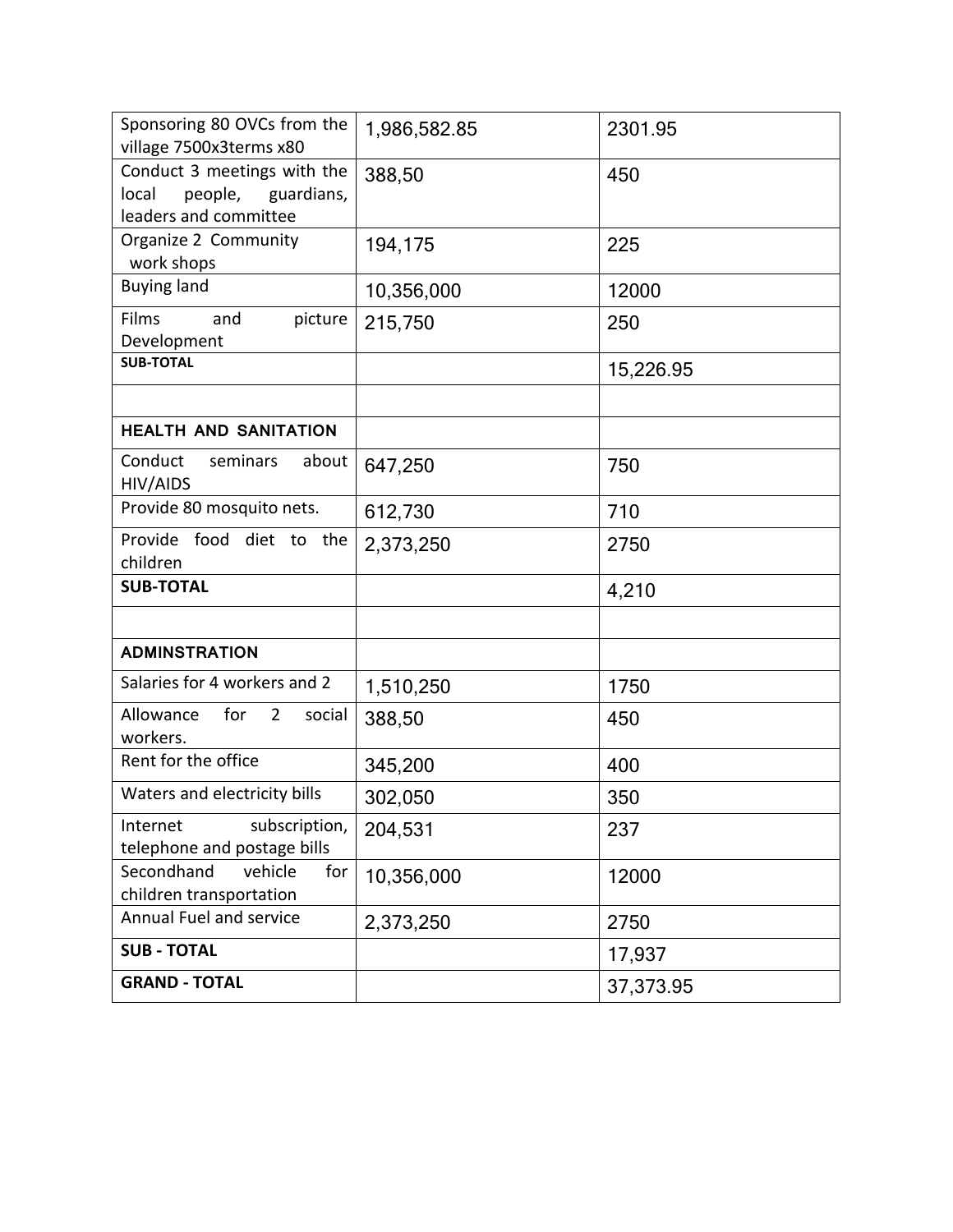| Sponsoring 80 OVCs from the village 7500x3terms x80 | 1,986,582.85 | 2301.95 |
|---|---|---|
| Conduct 3 meetings with the local people, guardians, leaders and committee | 388,50 | 450 |
| Organize 2 Community work shops | 194,175 | 225 |
| Buying land | 10,356,000 | 12000 |
| Films and picture Development | 215,750 | 250 |
| **SUB-TOTAL** | | 15,226.95 |
| | | |
| **HEALTH AND SANITATION** | | |
| Conduct seminars about HIV/AIDS | 647,250 | 750 |
| Provide 80 mosquito nets. | 612,730 | 710 |
| Provide food diet to the children | 2,373,250 | 2750 |
| **SUB-TOTAL** | | 4,210 |
| | | |
| **ADMINSTRATION** | | |
| Salaries for 4 workers and 2 | 1,510,250 | 1750 |
| Allowance for 2 social workers. | 388,50 | 450 |
| Rent for the office | 345,200 | 400 |
| Waters and electricity bills | 302,050 | 350 |
| Internet subscription, telephone and postage bills | 204,531 | 237 |
| Secondhand vehicle for children transportation | 10,356,000 | 12000 |
| Annual Fuel and service | 2,373,250 | 2750 |
| **SUB - TOTAL** | | 17,937 |
| **GRAND - TOTAL** | | 37,373.95 |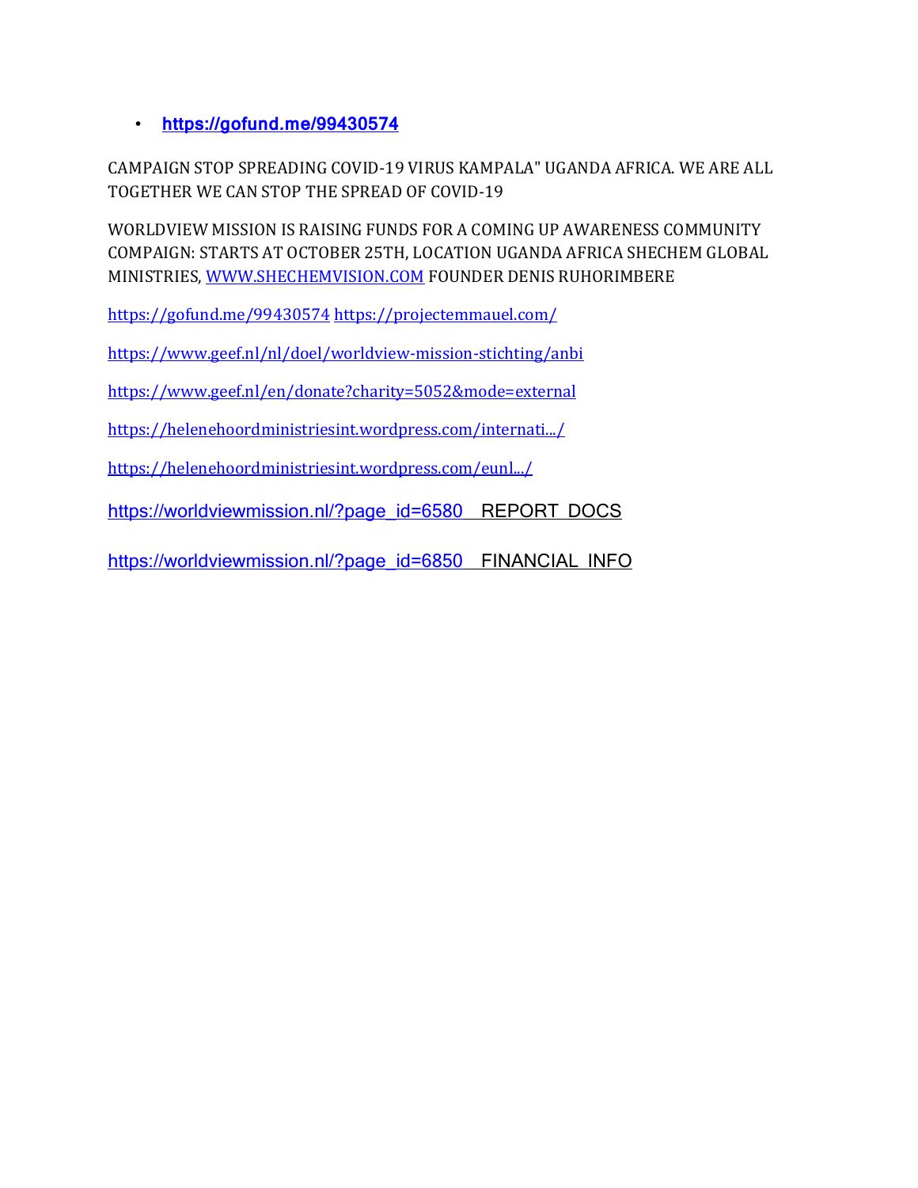- **https://gofund.me/99430574**

CAMPAIGN STOP SPREADING COVID-19 VIRUS KAMPALA" UGANDA AFRICA. WE ARE ALL TOGETHER WE CAN STOP THE SPREAD OF COVID-19

WORLDVIEW MISSION IS RAISING FUNDS FOR A COMING UP AWARENESS COMMUNITY COMPAIGN: STARTS AT OCTOBER 25TH, LOCATION UGANDA AFRICA SHECHEM GLOBAL MINISTRIES, WWW.SHECHEMVISION.COM FOUNDER DENIS RUHORIMBERE

https://gofund.me/99430574 https://projectemmauel.com/

https://www.geef.nl/nl/doel/worldview-mission-stichting/anbi

https://www.geef.nl/en/donate?charity=5052&mode=external

https://helenehoordministriesint.wordpress.com/internati.../

https://helenehoordministriesint.wordpress.com/eunl.../

https://worldviewmission.nl/?page_id=6580 REPORT DOCS

https://worldviewmission.nl/?page_id=6850 FINANCIAL INFO